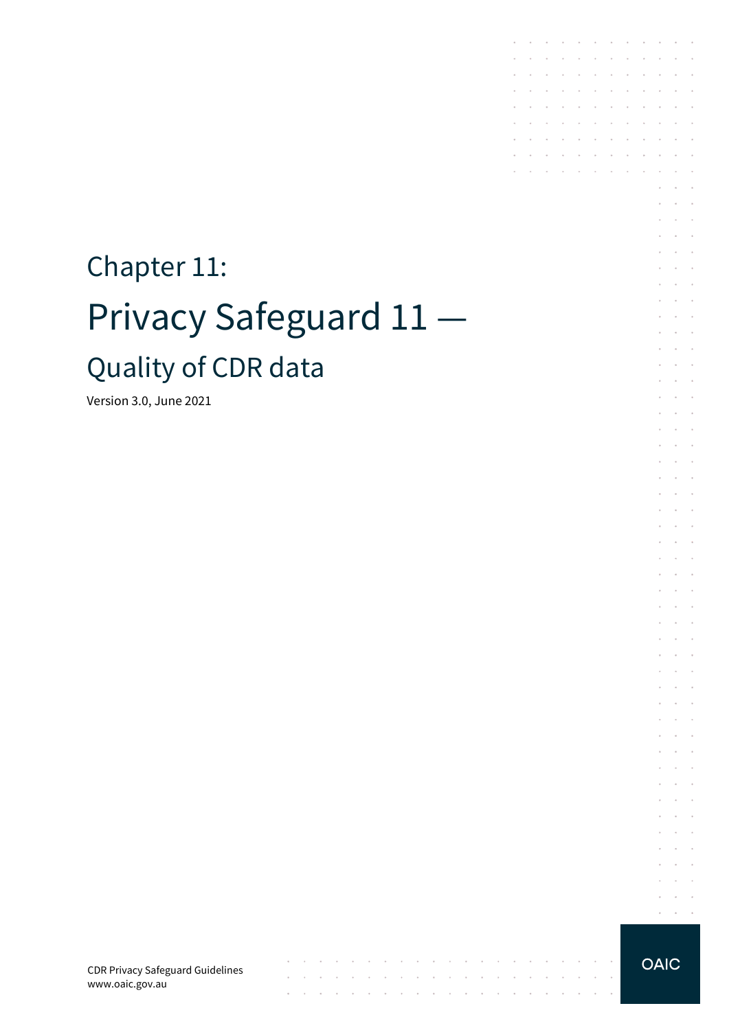# Chapter 11:

# Privacy Safeguard 11 —

## Quality of CDR data

Version 3.0, June 2021

CDR Privacy Safeguard Guidelines
www.oaic.gov.au

OAIC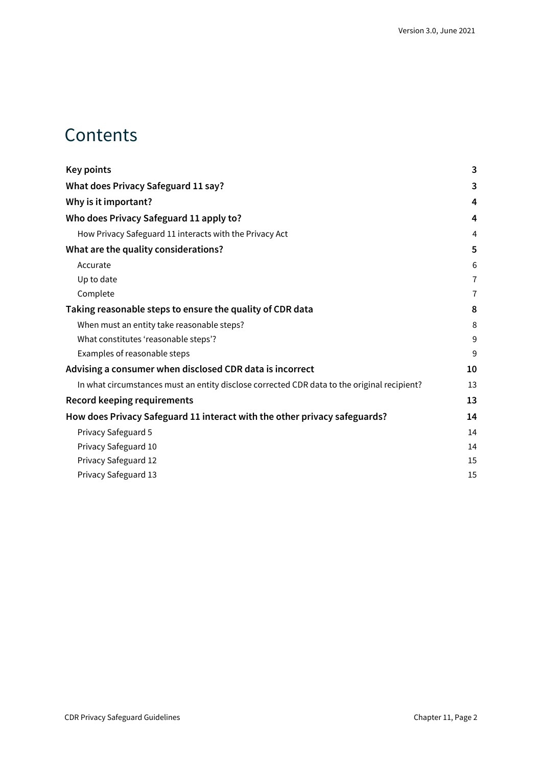# Contents

| | |
|---|---|
| **Key points** | **3** |
| **What does Privacy Safeguard 11 say?** | **3** |
| **Why is it important?** | **4** |
| **Who does Privacy Safeguard 11 apply to?** | **4** |
| How Privacy Safeguard 11 interacts with the Privacy Act | 4 |
| **What are the quality considerations?** | **5** |
| Accurate | 6 |
| Up to date | 7 |
| Complete | 7 |
| **Taking reasonable steps to ensure the quality of CDR data** | **8** |
| When must an entity take reasonable steps? | 8 |
| What constitutes 'reasonable steps'? | 9 |
| Examples of reasonable steps | 9 |
| **Advising a consumer when disclosed CDR data is incorrect** | **10** |
| In what circumstances must an entity disclose corrected CDR data to the original recipient? | 13 |
| **Record keeping requirements** | **13** |
| **How does Privacy Safeguard 11 interact with the other privacy safeguards?** | **14** |
| Privacy Safeguard 5 | 14 |
| Privacy Safeguard 10 | 14 |
| Privacy Safeguard 12 | 15 |
| Privacy Safeguard 13 | 15 |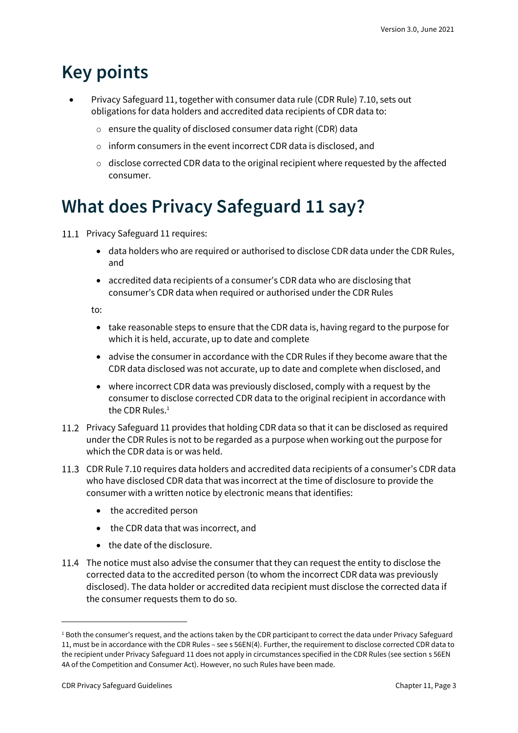# Key points

- Privacy Safeguard 11, together with consumer data rule (CDR Rule) 7.10, sets out obligations for data holders and accredited data recipients of CDR data to:
  - ensure the quality of disclosed consumer data right (CDR) data
  - inform consumers in the event incorrect CDR data is disclosed, and
  - disclose corrected CDR data to the original recipient where requested by the affected consumer.

# What does Privacy Safeguard 11 say?

11.1 Privacy Safeguard 11 requires:

- data holders who are required or authorised to disclose CDR data under the CDR Rules, and
- accredited data recipients of a consumer's CDR data who are disclosing that consumer's CDR data when required or authorised under the CDR Rules

to:

- take reasonable steps to ensure that the CDR data is, having regard to the purpose for which it is held, accurate, up to date and complete
- advise the consumer in accordance with the CDR Rules if they become aware that the CDR data disclosed was not accurate, up to date and complete when disclosed, and
- where incorrect CDR data was previously disclosed, comply with a request by the consumer to disclose corrected CDR data to the original recipient in accordance with the CDR Rules.[1]

11.2 Privacy Safeguard 11 provides that holding CDR data so that it can be disclosed as required under the CDR Rules is not to be regarded as a purpose when working out the purpose for which the CDR data is or was held.

11.3 CDR Rule 7.10 requires data holders and accredited data recipients of a consumer's CDR data who have disclosed CDR data that was incorrect at the time of disclosure to provide the consumer with a written notice by electronic means that identifies:

- the accredited person
- the CDR data that was incorrect, and
- the date of the disclosure.

11.4 The notice must also advise the consumer that they can request the entity to disclose the corrected data to the accredited person (to whom the incorrect CDR data was previously disclosed). The data holder or accredited data recipient must disclose the corrected data if the consumer requests them to do so.

---

[1] Both the consumer's request, and the actions taken by the CDR participant to correct the data under Privacy Safeguard 11, must be in accordance with the CDR Rules – see s 56EN(4). Further, the requirement to disclose corrected CDR data to the recipient under Privacy Safeguard 11 does not apply in circumstances specified in the CDR Rules (see section s 56EN 4A of the Competition and Consumer Act). However, no such Rules have been made.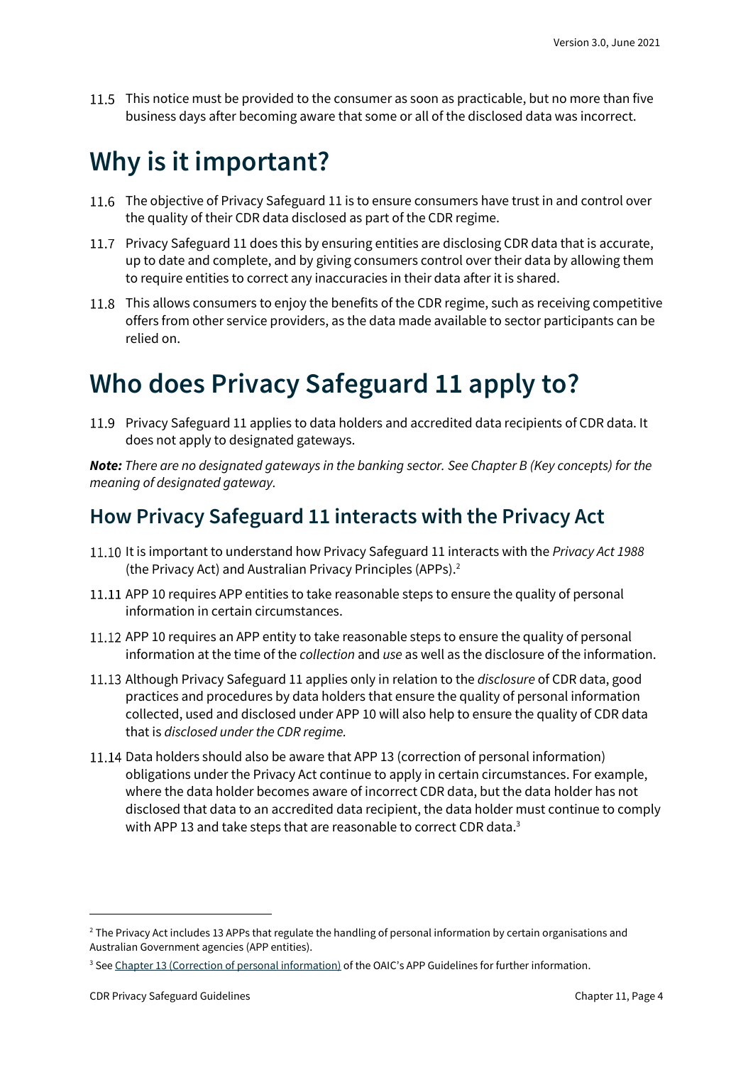11.5 This notice must be provided to the consumer as soon as practicable, but no more than five business days after becoming aware that some or all of the disclosed data was incorrect.

# Why is it important?

11.6 The objective of Privacy Safeguard 11 is to ensure consumers have trust in and control over the quality of their CDR data disclosed as part of the CDR regime.

11.7 Privacy Safeguard 11 does this by ensuring entities are disclosing CDR data that is accurate, up to date and complete, and by giving consumers control over their data by allowing them to require entities to correct any inaccuracies in their data after it is shared.

11.8 This allows consumers to enjoy the benefits of the CDR regime, such as receiving competitive offers from other service providers, as the data made available to sector participants can be relied on.

# Who does Privacy Safeguard 11 apply to?

11.9 Privacy Safeguard 11 applies to data holders and accredited data recipients of CDR data. It does not apply to designated gateways.

***Note:*** *There are no designated gateways in the banking sector. See Chapter B (Key concepts) for the meaning of designated gateway.*

## How Privacy Safeguard 11 interacts with the Privacy Act

11.10 It is important to understand how Privacy Safeguard 11 interacts with the *Privacy Act 1988* (the Privacy Act) and Australian Privacy Principles (APPs).[2]

11.11 APP 10 requires APP entities to take reasonable steps to ensure the quality of personal information in certain circumstances.

11.12 APP 10 requires an APP entity to take reasonable steps to ensure the quality of personal information at the time of the *collection* and *use* as well as the disclosure of the information.

11.13 Although Privacy Safeguard 11 applies only in relation to the *disclosure* of CDR data, good practices and procedures by data holders that ensure the quality of personal information collected, used and disclosed under APP 10 will also help to ensure the quality of CDR data that is *disclosed under the CDR regime.*

11.14 Data holders should also be aware that APP 13 (correction of personal information) obligations under the Privacy Act continue to apply in certain circumstances. For example, where the data holder becomes aware of incorrect CDR data, but the data holder has not disclosed that data to an accredited data recipient, the data holder must continue to comply with APP 13 and take steps that are reasonable to correct CDR data.[3]

---

[2] The Privacy Act includes 13 APPs that regulate the handling of personal information by certain organisations and Australian Government agencies (APP entities).

[3] See Chapter 13 (Correction of personal information) of the OAIC's APP Guidelines for further information.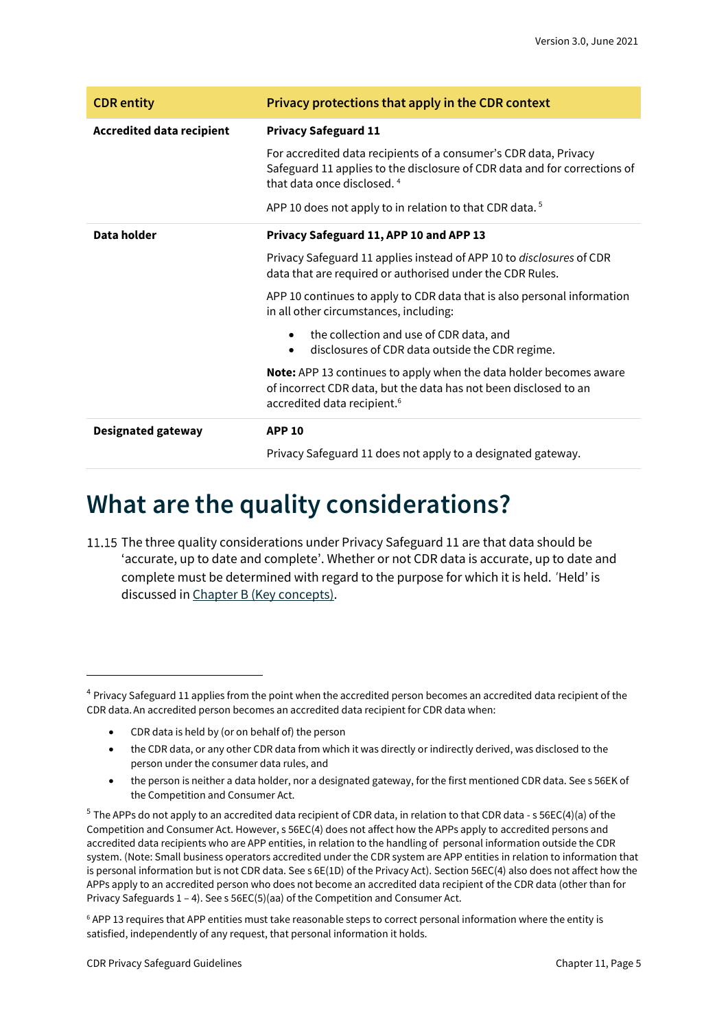| CDR entity | Privacy protections that apply in the CDR context |
| --- | --- |
| **Accredited data recipient** | **Privacy Safeguard 11**<br><br>For accredited data recipients of a consumer's CDR data, Privacy Safeguard 11 applies to the disclosure of CDR data and for corrections of that data once disclosed. [4]<br><br>APP 10 does not apply to in relation to that CDR data. [5] |
| **Data holder** | **Privacy Safeguard 11, APP 10 and APP 13**<br><br>Privacy Safeguard 11 applies instead of APP 10 to *disclosures* of CDR data that are required or authorised under the CDR Rules.<br><br>APP 10 continues to apply to CDR data that is also personal information in all other circumstances, including:<br>• the collection and use of CDR data, and<br>• disclosures of CDR data outside the CDR regime.<br><br>**Note:** APP 13 continues to apply when the data holder becomes aware of incorrect CDR data, but the data has not been disclosed to an accredited data recipient.[6] |
| **Designated gateway** | **APP 10**<br><br>Privacy Safeguard 11 does not apply to a designated gateway. |

# What are the quality considerations?

11.15 The three quality considerations under Privacy Safeguard 11 are that data should be 'accurate, up to date and complete'. Whether or not CDR data is accurate, up to date and complete must be determined with regard to the purpose for which it is held. 'Held' is discussed in Chapter B (Key concepts).

---

[4] Privacy Safeguard 11 applies from the point when the accredited person becomes an accredited data recipient of the CDR data. An accredited person becomes an accredited data recipient for CDR data when:

- CDR data is held by (or on behalf of) the person
- the CDR data, or any other CDR data from which it was directly or indirectly derived, was disclosed to the person under the consumer data rules, and
- the person is neither a data holder, nor a designated gateway, for the first mentioned CDR data. See s 56EK of the Competition and Consumer Act.

[5] The APPs do not apply to an accredited data recipient of CDR data, in relation to that CDR data - s 56EC(4)(a) of the Competition and Consumer Act. However, s 56EC(4) does not affect how the APPs apply to accredited persons and accredited data recipients who are APP entities, in relation to the handling of personal information outside the CDR system. (Note: Small business operators accredited under the CDR system are APP entities in relation to information that is personal information but is not CDR data. See s 6E(1D) of the Privacy Act). Section 56EC(4) also does not affect how the APPs apply to an accredited person who does not become an accredited data recipient of the CDR data (other than for Privacy Safeguards 1 – 4). See s 56EC(5)(aa) of the Competition and Consumer Act.

[6] APP 13 requires that APP entities must take reasonable steps to correct personal information where the entity is satisfied, independently of any request, that personal information it holds.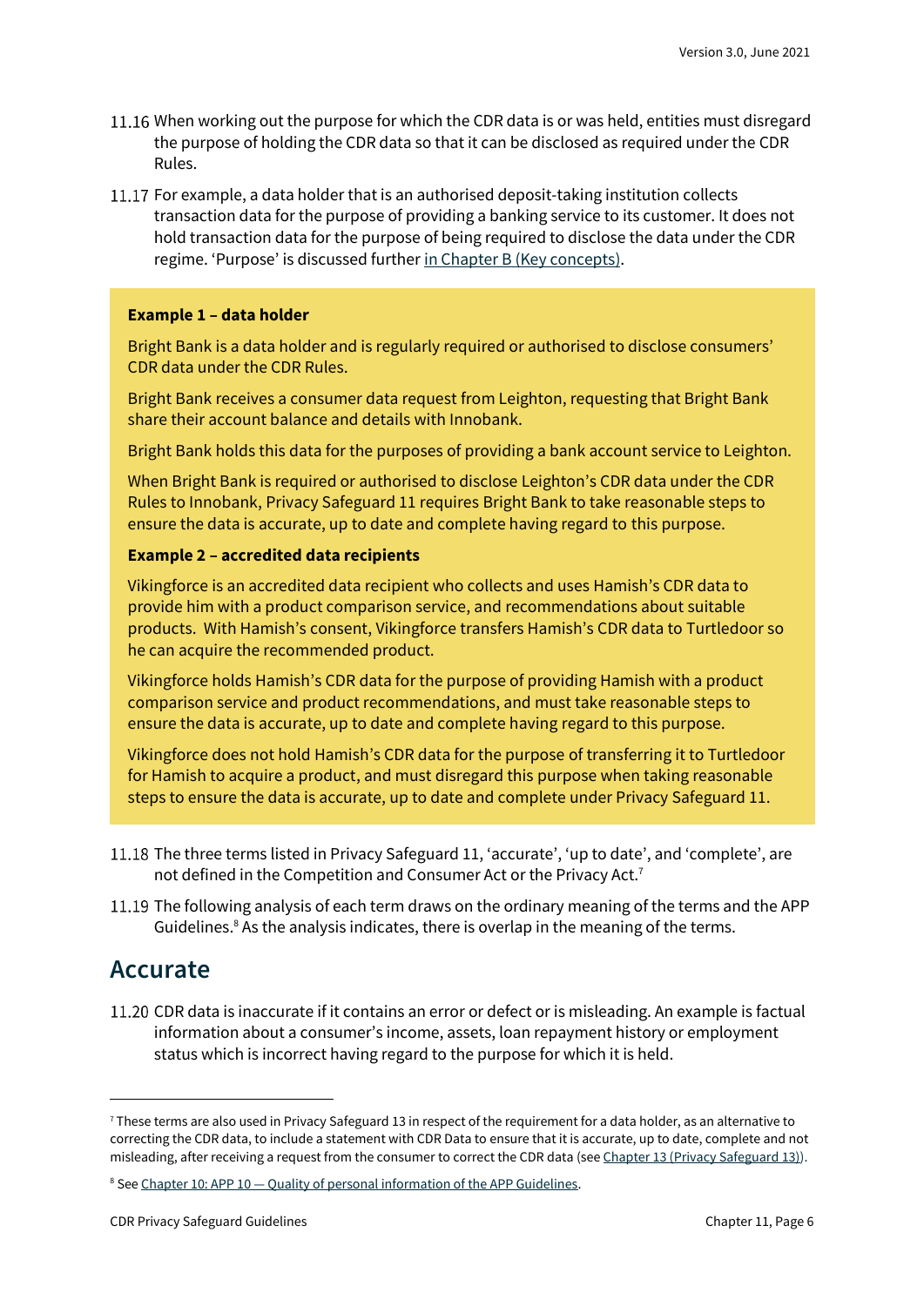11.16 When working out the purpose for which the CDR data is or was held, entities must disregard the purpose of holding the CDR data so that it can be disclosed as required under the CDR Rules.

11.17 For example, a data holder that is an authorised deposit-taking institution collects transaction data for the purpose of providing a banking service to its customer. It does not hold transaction data for the purpose of being required to disclose the data under the CDR regime. 'Purpose' is discussed further in Chapter B (Key concepts).

**Example 1 – data holder**

Bright Bank is a data holder and is regularly required or authorised to disclose consumers' CDR data under the CDR Rules.

Bright Bank receives a consumer data request from Leighton, requesting that Bright Bank share their account balance and details with Innobank.

Bright Bank holds this data for the purposes of providing a bank account service to Leighton.

When Bright Bank is required or authorised to disclose Leighton's CDR data under the CDR Rules to Innobank, Privacy Safeguard 11 requires Bright Bank to take reasonable steps to ensure the data is accurate, up to date and complete having regard to this purpose.

**Example 2 – accredited data recipients**

Vikingforce is an accredited data recipient who collects and uses Hamish's CDR data to provide him with a product comparison service, and recommendations about suitable products. With Hamish's consent, Vikingforce transfers Hamish's CDR data to Turtledoor so he can acquire the recommended product.

Vikingforce holds Hamish's CDR data for the purpose of providing Hamish with a product comparison service and product recommendations, and must take reasonable steps to ensure the data is accurate, up to date and complete having regard to this purpose.

Vikingforce does not hold Hamish's CDR data for the purpose of transferring it to Turtledoor for Hamish to acquire a product, and must disregard this purpose when taking reasonable steps to ensure the data is accurate, up to date and complete under Privacy Safeguard 11.

11.18 The three terms listed in Privacy Safeguard 11, 'accurate', 'up to date', and 'complete', are not defined in the Competition and Consumer Act or the Privacy Act.[7]

11.19 The following analysis of each term draws on the ordinary meaning of the terms and the APP Guidelines.[8] As the analysis indicates, there is overlap in the meaning of the terms.

## Accurate

11.20 CDR data is inaccurate if it contains an error or defect or is misleading. An example is factual information about a consumer's income, assets, loan repayment history or employment status which is incorrect having regard to the purpose for which it is held.

---

[7] These terms are also used in Privacy Safeguard 13 in respect of the requirement for a data holder, as an alternative to correcting the CDR data, to include a statement with CDR Data to ensure that it is accurate, up to date, complete and not misleading, after receiving a request from the consumer to correct the CDR data (see Chapter 13 (Privacy Safeguard 13)).

[8] See Chapter 10: APP 10 — Quality of personal information of the APP Guidelines.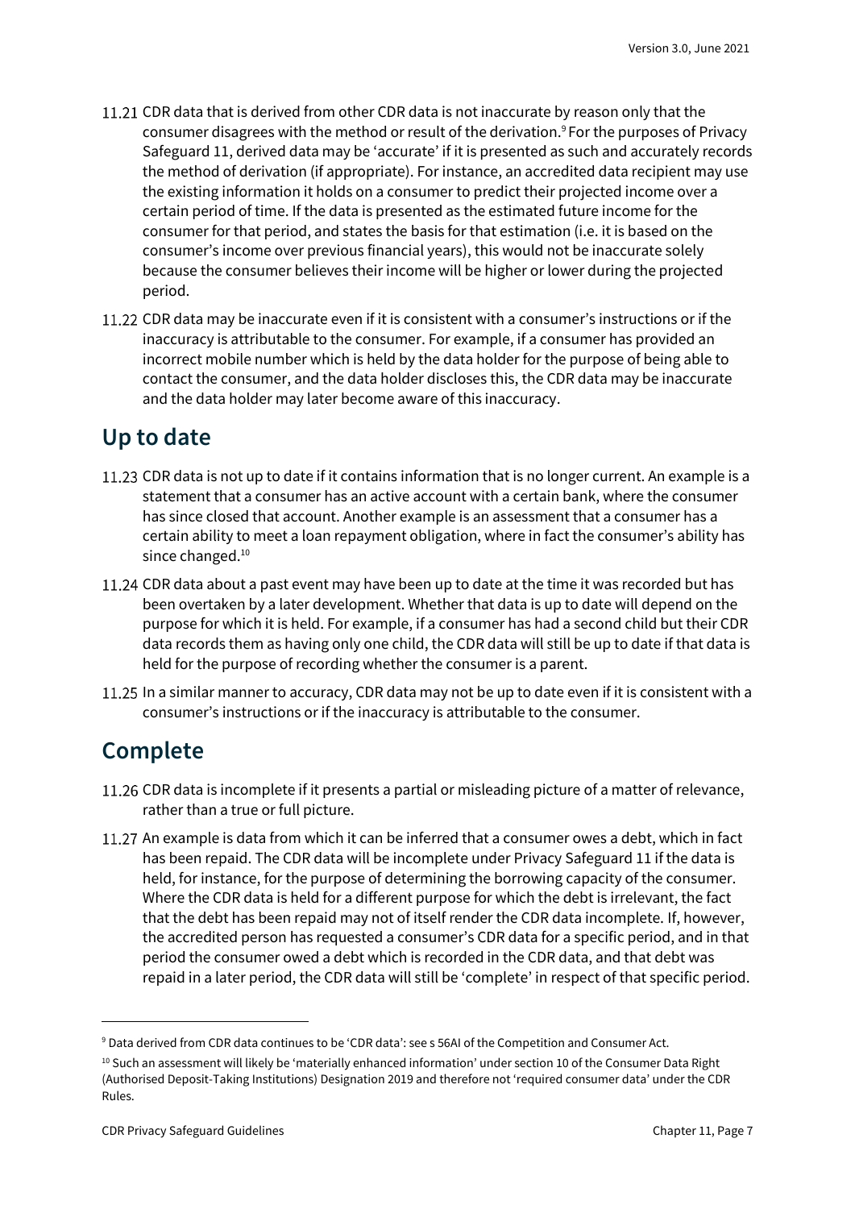11.21 CDR data that is derived from other CDR data is not inaccurate by reason only that the consumer disagrees with the method or result of the derivation.[9] For the purposes of Privacy Safeguard 11, derived data may be 'accurate' if it is presented as such and accurately records the method of derivation (if appropriate). For instance, an accredited data recipient may use the existing information it holds on a consumer to predict their projected income over a certain period of time. If the data is presented as the estimated future income for the consumer for that period, and states the basis for that estimation (i.e. it is based on the consumer's income over previous financial years), this would not be inaccurate solely because the consumer believes their income will be higher or lower during the projected period.

11.22 CDR data may be inaccurate even if it is consistent with a consumer's instructions or if the inaccuracy is attributable to the consumer. For example, if a consumer has provided an incorrect mobile number which is held by the data holder for the purpose of being able to contact the consumer, and the data holder discloses this, the CDR data may be inaccurate and the data holder may later become aware of this inaccuracy.

## Up to date

11.23 CDR data is not up to date if it contains information that is no longer current. An example is a statement that a consumer has an active account with a certain bank, where the consumer has since closed that account. Another example is an assessment that a consumer has a certain ability to meet a loan repayment obligation, where in fact the consumer's ability has since changed.[10]

11.24 CDR data about a past event may have been up to date at the time it was recorded but has been overtaken by a later development. Whether that data is up to date will depend on the purpose for which it is held. For example, if a consumer has had a second child but their CDR data records them as having only one child, the CDR data will still be up to date if that data is held for the purpose of recording whether the consumer is a parent.

11.25 In a similar manner to accuracy, CDR data may not be up to date even if it is consistent with a consumer's instructions or if the inaccuracy is attributable to the consumer.

## Complete

11.26 CDR data is incomplete if it presents a partial or misleading picture of a matter of relevance, rather than a true or full picture.

11.27 An example is data from which it can be inferred that a consumer owes a debt, which in fact has been repaid. The CDR data will be incomplete under Privacy Safeguard 11 if the data is held, for instance, for the purpose of determining the borrowing capacity of the consumer. Where the CDR data is held for a different purpose for which the debt is irrelevant, the fact that the debt has been repaid may not of itself render the CDR data incomplete. If, however, the accredited person has requested a consumer's CDR data for a specific period, and in that period the consumer owed a debt which is recorded in the CDR data, and that debt was repaid in a later period, the CDR data will still be 'complete' in respect of that specific period.

---

[9] Data derived from CDR data continues to be 'CDR data': see s 56AI of the Competition and Consumer Act.

[10] Such an assessment will likely be 'materially enhanced information' under section 10 of the Consumer Data Right (Authorised Deposit-Taking Institutions) Designation 2019 and therefore not 'required consumer data' under the CDR Rules.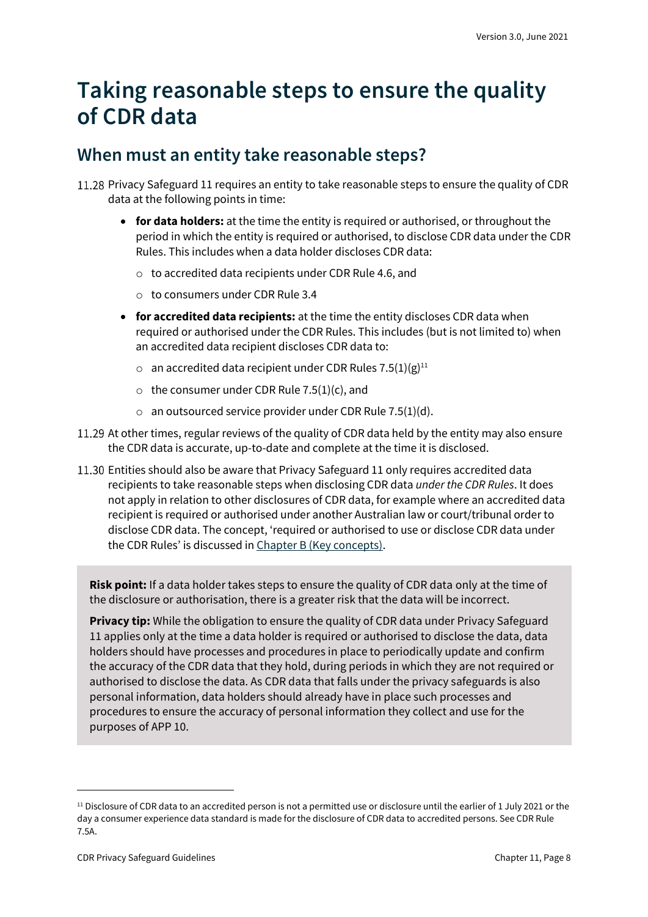# Taking reasonable steps to ensure the quality of CDR data

## When must an entity take reasonable steps?

11.28 Privacy Safeguard 11 requires an entity to take reasonable steps to ensure the quality of CDR data at the following points in time:

- **for data holders:** at the time the entity is required or authorised, or throughout the period in which the entity is required or authorised, to disclose CDR data under the CDR Rules. This includes when a data holder discloses CDR data:
  - to accredited data recipients under CDR Rule 4.6, and
  - to consumers under CDR Rule 3.4
- **for accredited data recipients:** at the time the entity discloses CDR data when required or authorised under the CDR Rules. This includes (but is not limited to) when an accredited data recipient discloses CDR data to:
  - an accredited data recipient under CDR Rules 7.5(1)(g)[11]
  - the consumer under CDR Rule 7.5(1)(c), and
  - an outsourced service provider under CDR Rule 7.5(1)(d).

11.29 At other times, regular reviews of the quality of CDR data held by the entity may also ensure the CDR data is accurate, up-to-date and complete at the time it is disclosed.

11.30 Entities should also be aware that Privacy Safeguard 11 only requires accredited data recipients to take reasonable steps when disclosing CDR data *under the CDR Rules*. It does not apply in relation to other disclosures of CDR data, for example where an accredited data recipient is required or authorised under another Australian law or court/tribunal order to disclose CDR data. The concept, 'required or authorised to use or disclose CDR data under the CDR Rules' is discussed in Chapter B (Key concepts).

**Risk point:** If a data holder takes steps to ensure the quality of CDR data only at the time of the disclosure or authorisation, there is a greater risk that the data will be incorrect.

**Privacy tip:** While the obligation to ensure the quality of CDR data under Privacy Safeguard 11 applies only at the time a data holder is required or authorised to disclose the data, data holders should have processes and procedures in place to periodically update and confirm the accuracy of the CDR data that they hold, during periods in which they are not required or authorised to disclose the data. As CDR data that falls under the privacy safeguards is also personal information, data holders should already have in place such processes and procedures to ensure the accuracy of personal information they collect and use for the purposes of APP 10.

---

[11] Disclosure of CDR data to an accredited person is not a permitted use or disclosure until the earlier of 1 July 2021 or the day a consumer experience data standard is made for the disclosure of CDR data to accredited persons. See CDR Rule 7.5A.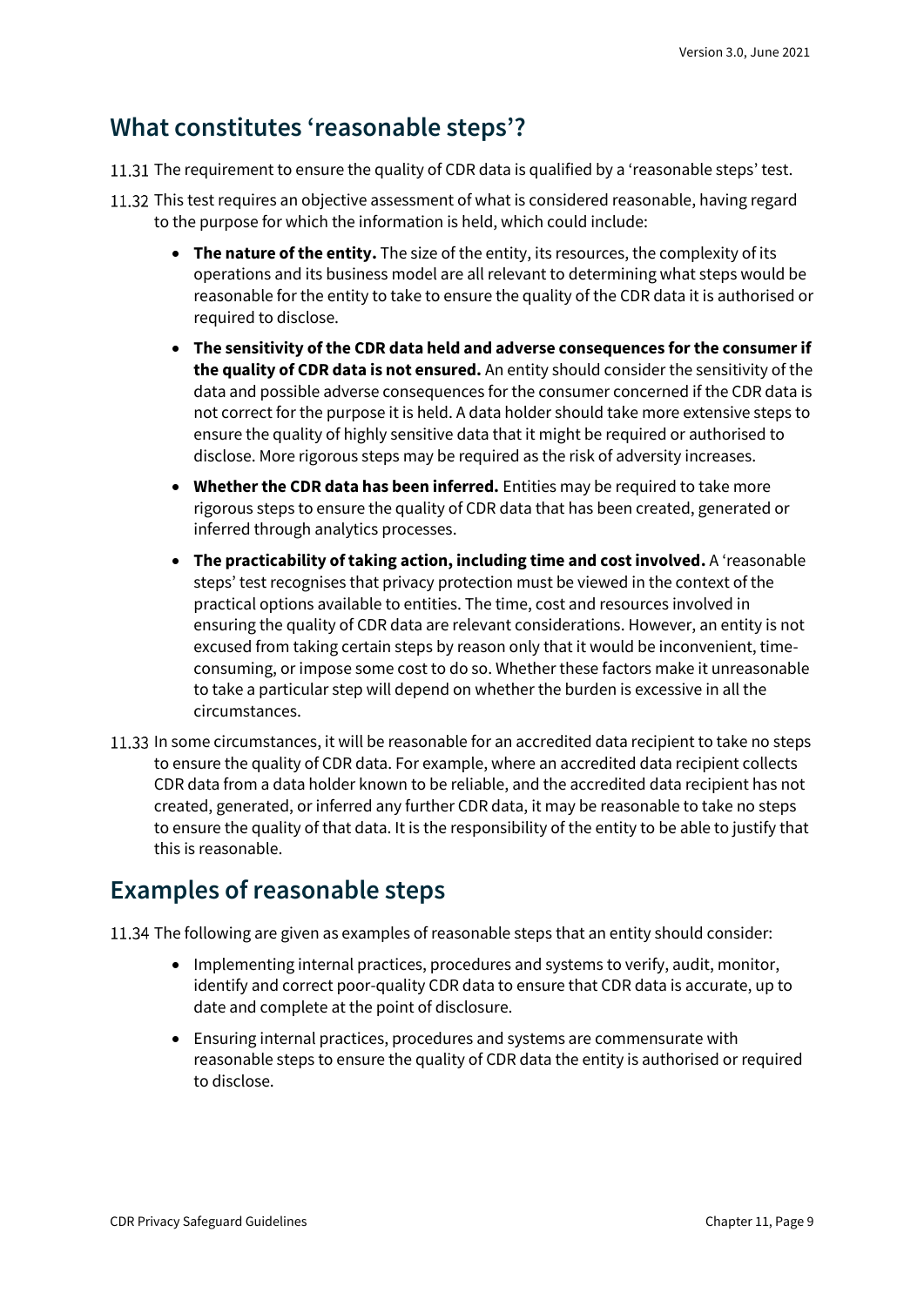## What constitutes 'reasonable steps'?

11.31 The requirement to ensure the quality of CDR data is qualified by a 'reasonable steps' test.

11.32 This test requires an objective assessment of what is considered reasonable, having regard to the purpose for which the information is held, which could include:

- **The nature of the entity.** The size of the entity, its resources, the complexity of its operations and its business model are all relevant to determining what steps would be reasonable for the entity to take to ensure the quality of the CDR data it is authorised or required to disclose.
- **The sensitivity of the CDR data held and adverse consequences for the consumer if the quality of CDR data is not ensured.** An entity should consider the sensitivity of the data and possible adverse consequences for the consumer concerned if the CDR data is not correct for the purpose it is held. A data holder should take more extensive steps to ensure the quality of highly sensitive data that it might be required or authorised to disclose. More rigorous steps may be required as the risk of adversity increases.
- **Whether the CDR data has been inferred.** Entities may be required to take more rigorous steps to ensure the quality of CDR data that has been created, generated or inferred through analytics processes.
- **The practicability of taking action, including time and cost involved.** A 'reasonable steps' test recognises that privacy protection must be viewed in the context of the practical options available to entities. The time, cost and resources involved in ensuring the quality of CDR data are relevant considerations. However, an entity is not excused from taking certain steps by reason only that it would be inconvenient, time-consuming, or impose some cost to do so. Whether these factors make it unreasonable to take a particular step will depend on whether the burden is excessive in all the circumstances.

11.33 In some circumstances, it will be reasonable for an accredited data recipient to take no steps to ensure the quality of CDR data. For example, where an accredited data recipient collects CDR data from a data holder known to be reliable, and the accredited data recipient has not created, generated, or inferred any further CDR data, it may be reasonable to take no steps to ensure the quality of that data. It is the responsibility of the entity to be able to justify that this is reasonable.

## Examples of reasonable steps

11.34 The following are given as examples of reasonable steps that an entity should consider:

- Implementing internal practices, procedures and systems to verify, audit, monitor, identify and correct poor-quality CDR data to ensure that CDR data is accurate, up to date and complete at the point of disclosure.
- Ensuring internal practices, procedures and systems are commensurate with reasonable steps to ensure the quality of CDR data the entity is authorised or required to disclose.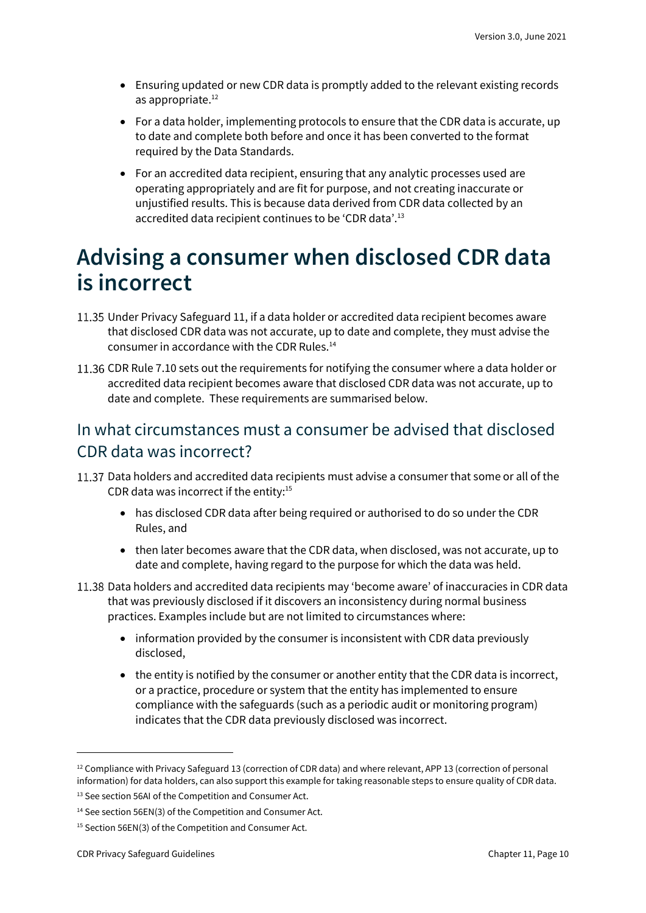- Ensuring updated or new CDR data is promptly added to the relevant existing records as appropriate.[12]
- For a data holder, implementing protocols to ensure that the CDR data is accurate, up to date and complete both before and once it has been converted to the format required by the Data Standards.
- For an accredited data recipient, ensuring that any analytic processes used are operating appropriately and are fit for purpose, and not creating inaccurate or unjustified results. This is because data derived from CDR data collected by an accredited data recipient continues to be 'CDR data'.[13]

# Advising a consumer when disclosed CDR data is incorrect

11.35 Under Privacy Safeguard 11, if a data holder or accredited data recipient becomes aware that disclosed CDR data was not accurate, up to date and complete, they must advise the consumer in accordance with the CDR Rules.[14]

11.36 CDR Rule 7.10 sets out the requirements for notifying the consumer where a data holder or accredited data recipient becomes aware that disclosed CDR data was not accurate, up to date and complete. These requirements are summarised below.

## In what circumstances must a consumer be advised that disclosed CDR data was incorrect?

11.37 Data holders and accredited data recipients must advise a consumer that some or all of the CDR data was incorrect if the entity:[15]

- has disclosed CDR data after being required or authorised to do so under the CDR Rules, and
- then later becomes aware that the CDR data, when disclosed, was not accurate, up to date and complete, having regard to the purpose for which the data was held.

11.38 Data holders and accredited data recipients may 'become aware' of inaccuracies in CDR data that was previously disclosed if it discovers an inconsistency during normal business practices. Examples include but are not limited to circumstances where:

- information provided by the consumer is inconsistent with CDR data previously disclosed,
- the entity is notified by the consumer or another entity that the CDR data is incorrect, or a practice, procedure or system that the entity has implemented to ensure compliance with the safeguards (such as a periodic audit or monitoring program) indicates that the CDR data previously disclosed was incorrect.

---

[12] Compliance with Privacy Safeguard 13 (correction of CDR data) and where relevant, APP 13 (correction of personal information) for data holders, can also support this example for taking reasonable steps to ensure quality of CDR data.

[13] See section 56AI of the Competition and Consumer Act.

[14] See section 56EN(3) of the Competition and Consumer Act.

[15] Section 56EN(3) of the Competition and Consumer Act.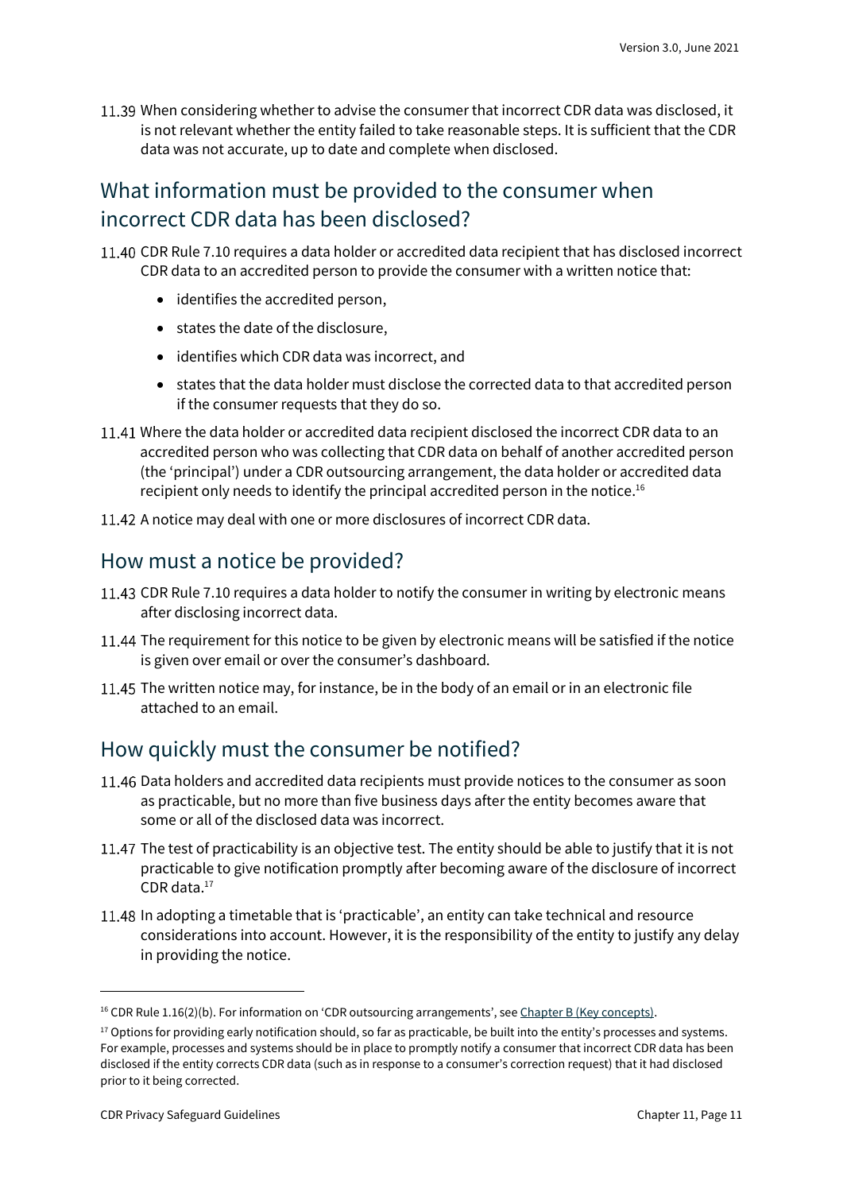11.39 When considering whether to advise the consumer that incorrect CDR data was disclosed, it is not relevant whether the entity failed to take reasonable steps. It is sufficient that the CDR data was not accurate, up to date and complete when disclosed.

## What information must be provided to the consumer when incorrect CDR data has been disclosed?

11.40 CDR Rule 7.10 requires a data holder or accredited data recipient that has disclosed incorrect CDR data to an accredited person to provide the consumer with a written notice that:

- identifies the accredited person,
- states the date of the disclosure,
- identifies which CDR data was incorrect, and
- states that the data holder must disclose the corrected data to that accredited person if the consumer requests that they do so.

11.41 Where the data holder or accredited data recipient disclosed the incorrect CDR data to an accredited person who was collecting that CDR data on behalf of another accredited person (the 'principal') under a CDR outsourcing arrangement, the data holder or accredited data recipient only needs to identify the principal accredited person in the notice.[16]

11.42 A notice may deal with one or more disclosures of incorrect CDR data.

## How must a notice be provided?

11.43 CDR Rule 7.10 requires a data holder to notify the consumer in writing by electronic means after disclosing incorrect data.

11.44 The requirement for this notice to be given by electronic means will be satisfied if the notice is given over email or over the consumer's dashboard.

11.45 The written notice may, for instance, be in the body of an email or in an electronic file attached to an email.

## How quickly must the consumer be notified?

11.46 Data holders and accredited data recipients must provide notices to the consumer as soon as practicable, but no more than five business days after the entity becomes aware that some or all of the disclosed data was incorrect.

11.47 The test of practicability is an objective test. The entity should be able to justify that it is not practicable to give notification promptly after becoming aware of the disclosure of incorrect CDR data.[17]

11.48 In adopting a timetable that is 'practicable', an entity can take technical and resource considerations into account. However, it is the responsibility of the entity to justify any delay in providing the notice.

---

[16] CDR Rule 1.16(2)(b). For information on 'CDR outsourcing arrangements', see Chapter B (Key concepts).

[17] Options for providing early notification should, so far as practicable, be built into the entity's processes and systems. For example, processes and systems should be in place to promptly notify a consumer that incorrect CDR data has been disclosed if the entity corrects CDR data (such as in response to a consumer's correction request) that it had disclosed prior to it being corrected.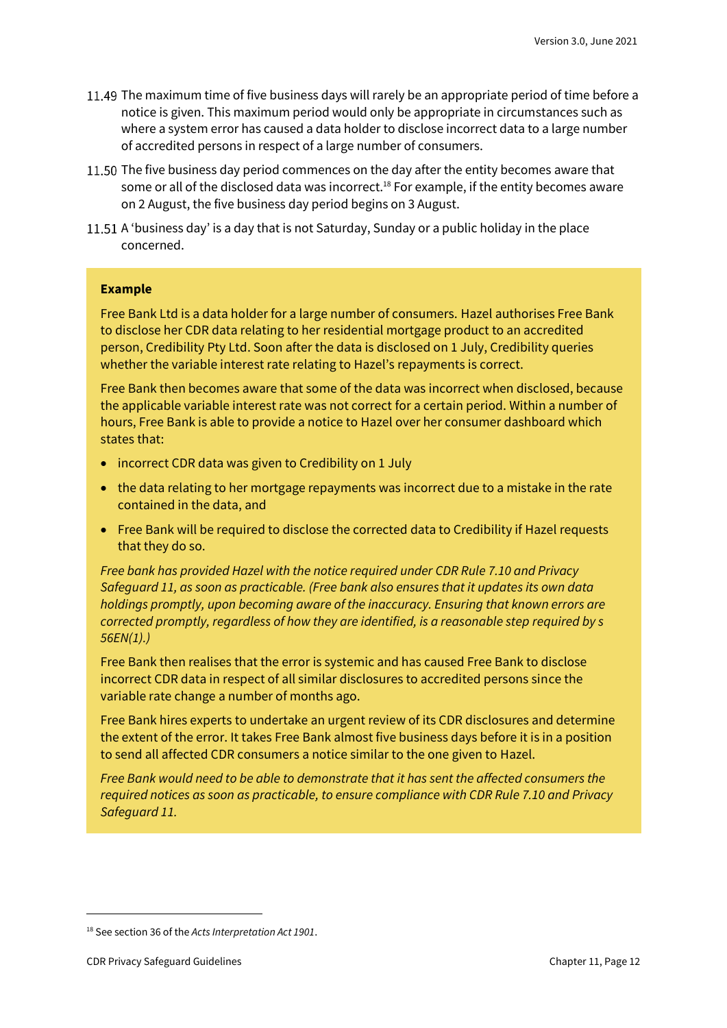11.49 The maximum time of five business days will rarely be an appropriate period of time before a notice is given. This maximum period would only be appropriate in circumstances such as where a system error has caused a data holder to disclose incorrect data to a large number of accredited persons in respect of a large number of consumers.

11.50 The five business day period commences on the day after the entity becomes aware that some or all of the disclosed data was incorrect.[18] For example, if the entity becomes aware on 2 August, the five business day period begins on 3 August.

11.51 A 'business day' is a day that is not Saturday, Sunday or a public holiday in the place concerned.

**Example**

Free Bank Ltd is a data holder for a large number of consumers. Hazel authorises Free Bank to disclose her CDR data relating to her residential mortgage product to an accredited person, Credibility Pty Ltd. Soon after the data is disclosed on 1 July, Credibility queries whether the variable interest rate relating to Hazel's repayments is correct.

Free Bank then becomes aware that some of the data was incorrect when disclosed, because the applicable variable interest rate was not correct for a certain period. Within a number of hours, Free Bank is able to provide a notice to Hazel over her consumer dashboard which states that:

- incorrect CDR data was given to Credibility on 1 July
- the data relating to her mortgage repayments was incorrect due to a mistake in the rate contained in the data, and
- Free Bank will be required to disclose the corrected data to Credibility if Hazel requests that they do so.

*Free bank has provided Hazel with the notice required under CDR Rule 7.10 and Privacy Safeguard 11, as soon as practicable. (Free bank also ensures that it updates its own data holdings promptly, upon becoming aware of the inaccuracy. Ensuring that known errors are corrected promptly, regardless of how they are identified, is a reasonable step required by s 56EN(1).)*

Free Bank then realises that the error is systemic and has caused Free Bank to disclose incorrect CDR data in respect of all similar disclosures to accredited persons since the variable rate change a number of months ago.

Free Bank hires experts to undertake an urgent review of its CDR disclosures and determine the extent of the error. It takes Free Bank almost five business days before it is in a position to send all affected CDR consumers a notice similar to the one given to Hazel.

*Free Bank would need to be able to demonstrate that it has sent the affected consumers the required notices as soon as practicable, to ensure compliance with CDR Rule 7.10 and Privacy Safeguard 11.*

---

[18] See section 36 of the *Acts Interpretation Act 1901*.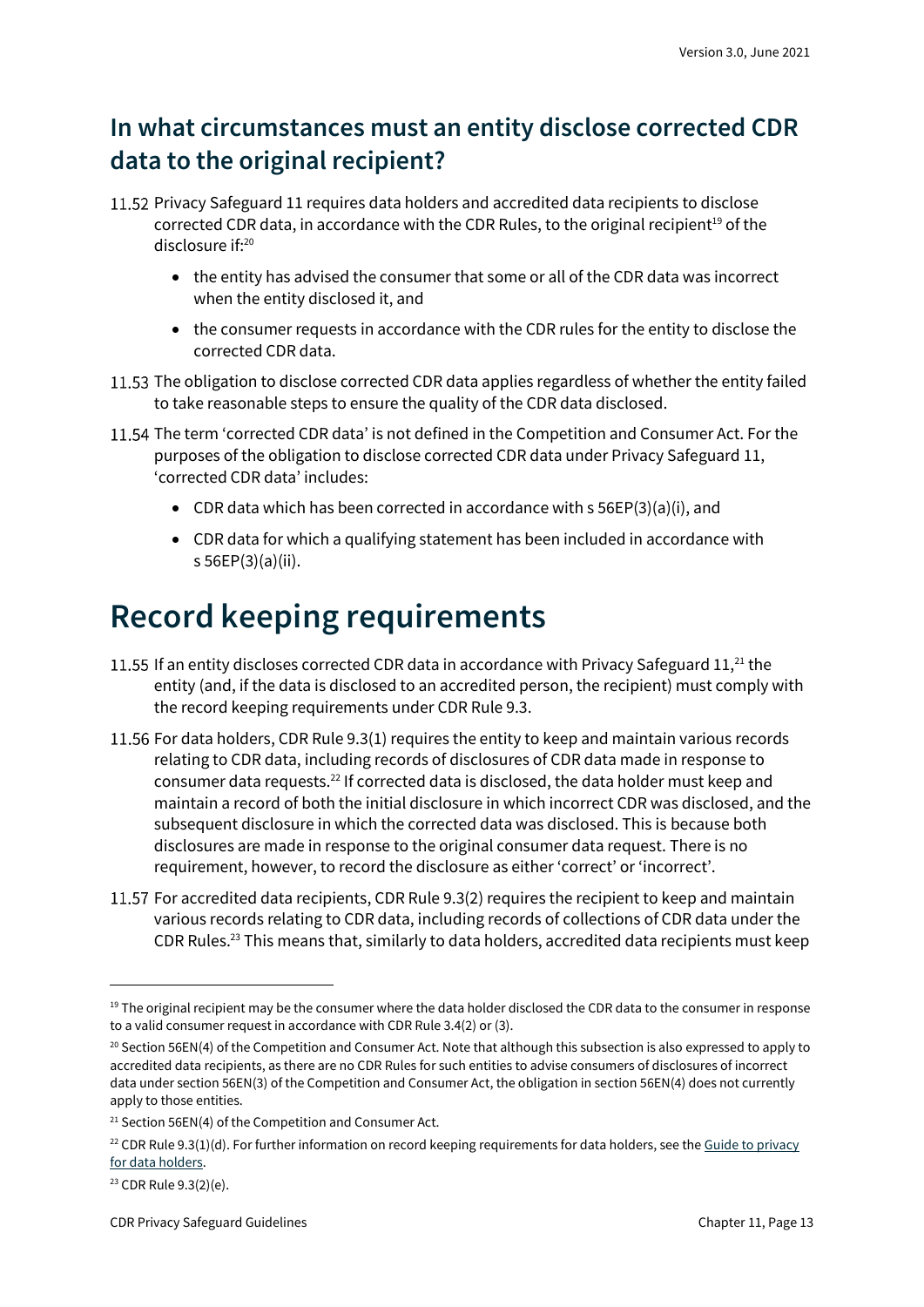## In what circumstances must an entity disclose corrected CDR data to the original recipient?

11.52 Privacy Safeguard 11 requires data holders and accredited data recipients to disclose corrected CDR data, in accordance with the CDR Rules, to the original recipient[19] of the disclosure if:[20]

- the entity has advised the consumer that some or all of the CDR data was incorrect when the entity disclosed it, and
- the consumer requests in accordance with the CDR rules for the entity to disclose the corrected CDR data.

11.53 The obligation to disclose corrected CDR data applies regardless of whether the entity failed to take reasonable steps to ensure the quality of the CDR data disclosed.

11.54 The term 'corrected CDR data' is not defined in the Competition and Consumer Act. For the purposes of the obligation to disclose corrected CDR data under Privacy Safeguard 11, 'corrected CDR data' includes:

- CDR data which has been corrected in accordance with s 56EP(3)(a)(i), and
- CDR data for which a qualifying statement has been included in accordance with s 56EP(3)(a)(ii).

# Record keeping requirements

11.55 If an entity discloses corrected CDR data in accordance with Privacy Safeguard 11,[21] the entity (and, if the data is disclosed to an accredited person, the recipient) must comply with the record keeping requirements under CDR Rule 9.3.

11.56 For data holders, CDR Rule 9.3(1) requires the entity to keep and maintain various records relating to CDR data, including records of disclosures of CDR data made in response to consumer data requests.[22] If corrected data is disclosed, the data holder must keep and maintain a record of both the initial disclosure in which incorrect CDR was disclosed, and the subsequent disclosure in which the corrected data was disclosed. This is because both disclosures are made in response to the original consumer data request. There is no requirement, however, to record the disclosure as either 'correct' or 'incorrect'.

11.57 For accredited data recipients, CDR Rule 9.3(2) requires the recipient to keep and maintain various records relating to CDR data, including records of collections of CDR data under the CDR Rules.[23] This means that, similarly to data holders, accredited data recipients must keep

---

[19] The original recipient may be the consumer where the data holder disclosed the CDR data to the consumer in response to a valid consumer request in accordance with CDR Rule 3.4(2) or (3).

[20] Section 56EN(4) of the Competition and Consumer Act. Note that although this subsection is also expressed to apply to accredited data recipients, as there are no CDR Rules for such entities to advise consumers of disclosures of incorrect data under section 56EN(3) of the Competition and Consumer Act, the obligation in section 56EN(4) does not currently apply to those entities.

[21] Section 56EN(4) of the Competition and Consumer Act.

[22] CDR Rule 9.3(1)(d). For further information on record keeping requirements for data holders, see the Guide to privacy for data holders.

[23] CDR Rule 9.3(2)(e).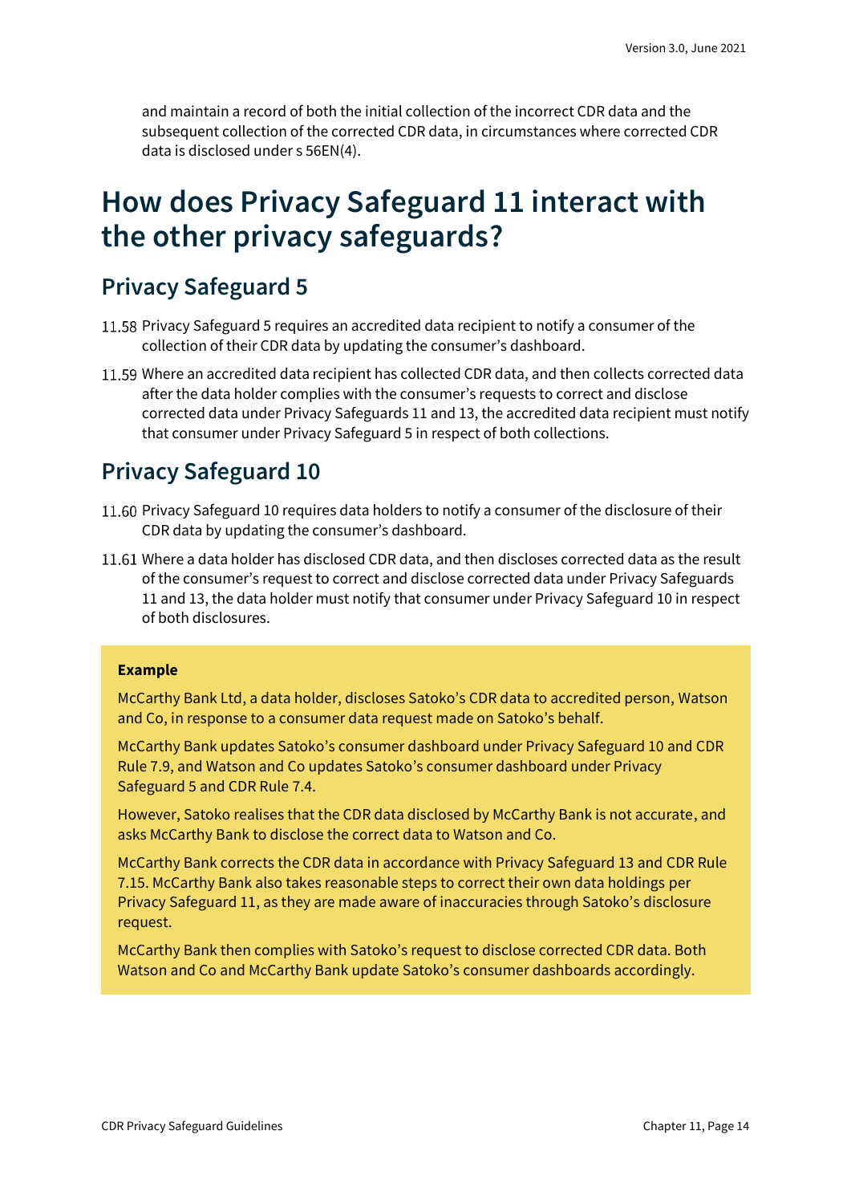and maintain a record of both the initial collection of the incorrect CDR data and the subsequent collection of the corrected CDR data, in circumstances where corrected CDR data is disclosed under s 56EN(4).

# How does Privacy Safeguard 11 interact with the other privacy safeguards?

## Privacy Safeguard 5

11.58 Privacy Safeguard 5 requires an accredited data recipient to notify a consumer of the collection of their CDR data by updating the consumer's dashboard.

11.59 Where an accredited data recipient has collected CDR data, and then collects corrected data after the data holder complies with the consumer's requests to correct and disclose corrected data under Privacy Safeguards 11 and 13, the accredited data recipient must notify that consumer under Privacy Safeguard 5 in respect of both collections.

## Privacy Safeguard 10

11.60 Privacy Safeguard 10 requires data holders to notify a consumer of the disclosure of their CDR data by updating the consumer's dashboard.

11.61 Where a data holder has disclosed CDR data, and then discloses corrected data as the result of the consumer's request to correct and disclose corrected data under Privacy Safeguards 11 and 13, the data holder must notify that consumer under Privacy Safeguard 10 in respect of both disclosures.

> **Example**
>
> McCarthy Bank Ltd, a data holder, discloses Satoko's CDR data to accredited person, Watson and Co, in response to a consumer data request made on Satoko's behalf.
>
> McCarthy Bank updates Satoko's consumer dashboard under Privacy Safeguard 10 and CDR Rule 7.9, and Watson and Co updates Satoko's consumer dashboard under Privacy Safeguard 5 and CDR Rule 7.4.
>
> However, Satoko realises that the CDR data disclosed by McCarthy Bank is not accurate, and asks McCarthy Bank to disclose the correct data to Watson and Co.
>
> McCarthy Bank corrects the CDR data in accordance with Privacy Safeguard 13 and CDR Rule 7.15. McCarthy Bank also takes reasonable steps to correct their own data holdings per Privacy Safeguard 11, as they are made aware of inaccuracies through Satoko's disclosure request.
>
> McCarthy Bank then complies with Satoko's request to disclose corrected CDR data. Both Watson and Co and McCarthy Bank update Satoko's consumer dashboards accordingly.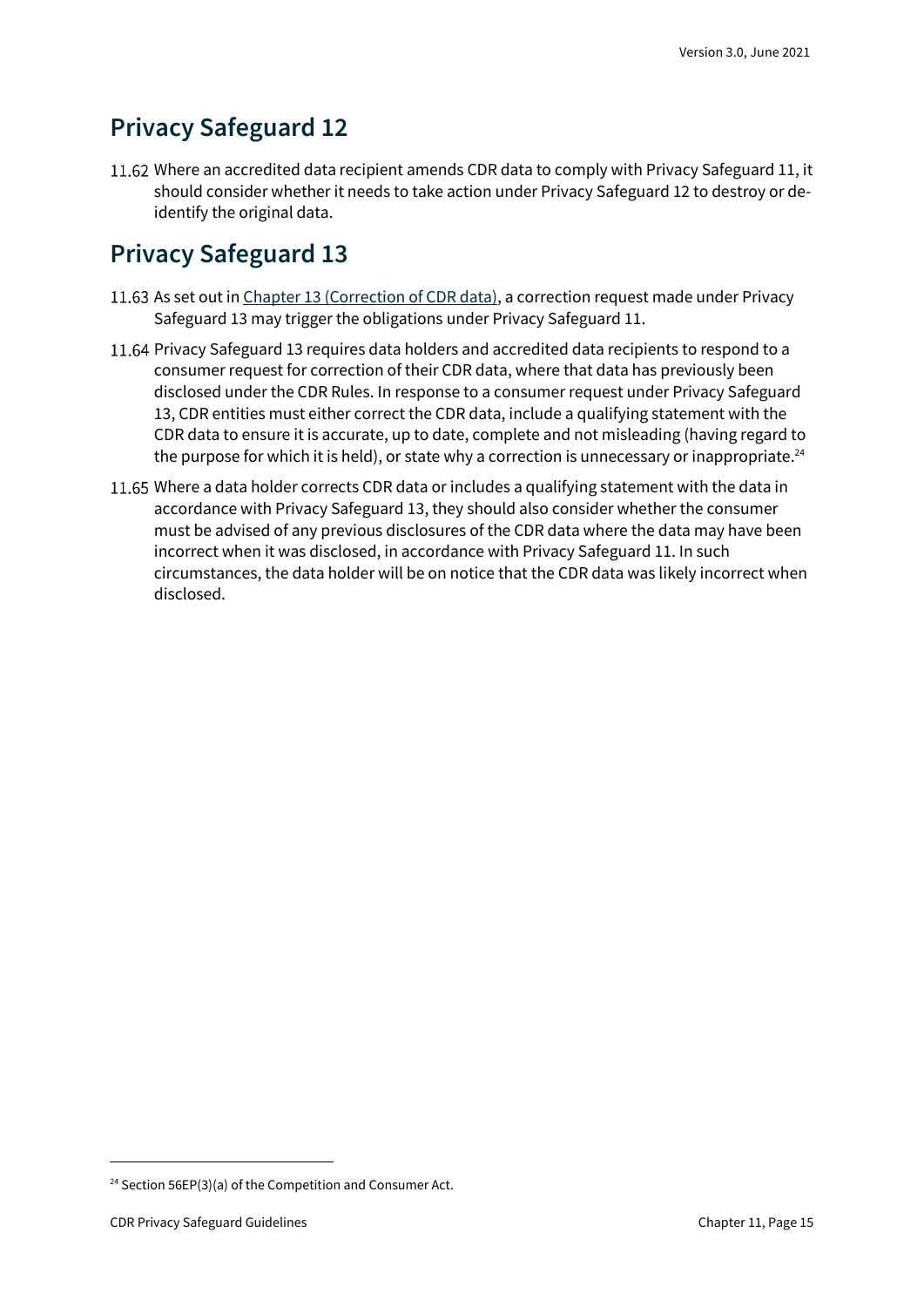## Privacy Safeguard 12

11.62 Where an accredited data recipient amends CDR data to comply with Privacy Safeguard 11, it should consider whether it needs to take action under Privacy Safeguard 12 to destroy or de-identify the original data.

## Privacy Safeguard 13

11.63 As set out in Chapter 13 (Correction of CDR data), a correction request made under Privacy Safeguard 13 may trigger the obligations under Privacy Safeguard 11.

11.64 Privacy Safeguard 13 requires data holders and accredited data recipients to respond to a consumer request for correction of their CDR data, where that data has previously been disclosed under the CDR Rules. In response to a consumer request under Privacy Safeguard 13, CDR entities must either correct the CDR data, include a qualifying statement with the CDR data to ensure it is accurate, up to date, complete and not misleading (having regard to the purpose for which it is held), or state why a correction is unnecessary or inappropriate.[24]

11.65 Where a data holder corrects CDR data or includes a qualifying statement with the data in accordance with Privacy Safeguard 13, they should also consider whether the consumer must be advised of any previous disclosures of the CDR data where the data may have been incorrect when it was disclosed, in accordance with Privacy Safeguard 11. In such circumstances, the data holder will be on notice that the CDR data was likely incorrect when disclosed.

---

[24] Section 56EP(3)(a) of the Competition and Consumer Act.